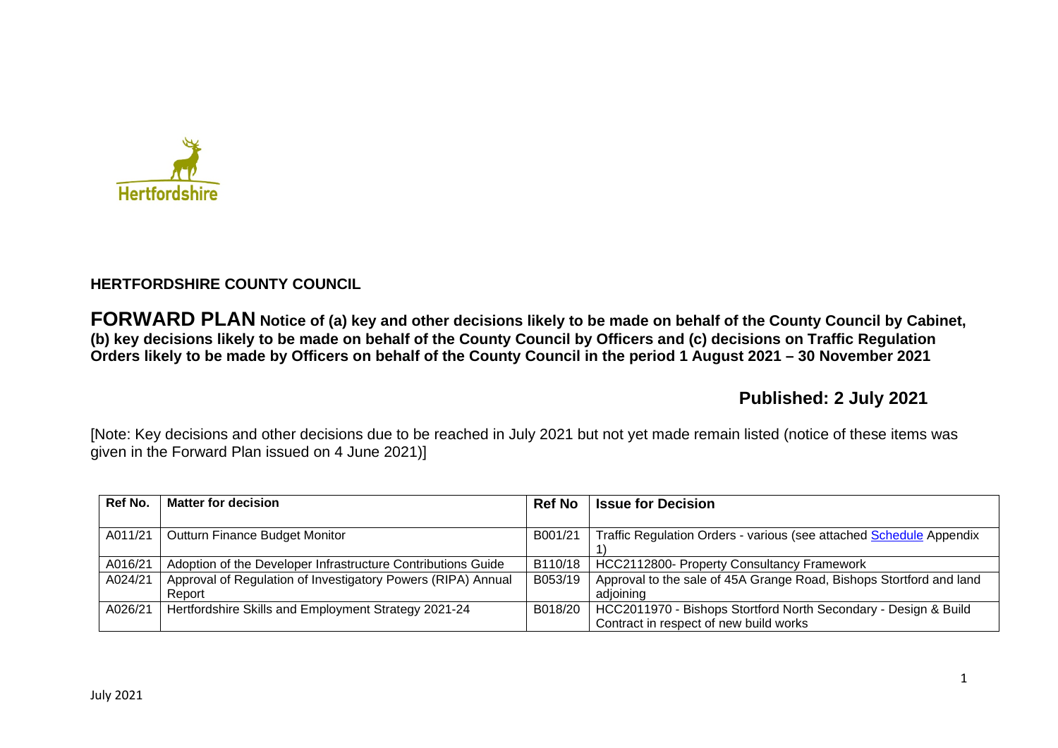Hertfordshire

## HERTFORDSHIRE COUNTY COUNCIL

**FORWARD PLAN Notice of (a) key and other decisions likely to be made on behalf of the County Council by Cabinet, (b) key decisions likely to be made on behalf of the County Council by Officers and (c) decisions on Traffic Regulation Orders likely to be made by Officers on behalf of the County Council in the period 1 August 2021 – 30 November 2021**

**Published: 2 July 2021**

[Note: Key decisions and other decisions due to be reached in July 2021 but not yet made remain listed (notice of these items was given in the Forward Plan issued on 4 June 2021)]

| Ref No. | Matter for decision | Ref No | Issue for Decision |
|---|---|---|---|
| A011/21 | Outturn Finance Budget Monitor | B001/21 | Traffic Regulation Orders - various (see attached Schedule Appendix 1) |
| A016/21 | Adoption of the Developer Infrastructure Contributions Guide | B110/18 | HCC2112800- Property Consultancy Framework |
| A024/21 | Approval of Regulation of Investigatory Powers (RIPA) Annual Report | B053/19 | Approval to the sale of 45A Grange Road, Bishops Stortford and land adjoining |
| A026/21 | Hertfordshire Skills and Employment Strategy 2021-24 | B018/20 | HCC2011970 - Bishops Stortford North Secondary - Design & Build Contract in respect of new build works |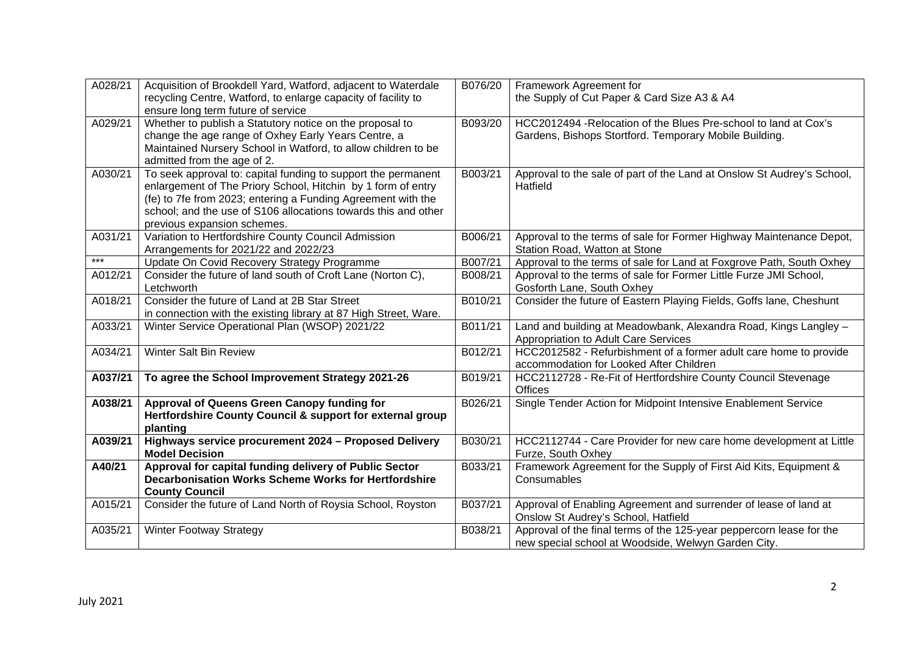| A028/21 | Acquisition of Brookdell Yard, Watford, adjacent to Waterdale recycling Centre, Watford, to enlarge capacity of facility to ensure long term future of service | B076/20 | Framework Agreement for the Supply of Cut Paper & Card Size A3 & A4 |
|---|---|---|---|
| A029/21 | Whether to publish a Statutory notice on the proposal to change the age range of Oxhey Early Years Centre, a Maintained Nursery School in Watford, to allow children to be admitted from the age of 2. | B093/20 | HCC2012494 -Relocation of the Blues Pre-school to land at Cox's Gardens, Bishops Stortford. Temporary Mobile Building. |
| A030/21 | To seek approval to: capital funding to support the permanent enlargement of The Priory School, Hitchin by 1 form of entry (fe) to 7fe from 2023; entering a Funding Agreement with the school; and the use of S106 allocations towards this and other previous expansion schemes. | B003/21 | Approval to the sale of part of the Land at Onslow St Audrey's School, Hatfield |
| A031/21 | Variation to Hertfordshire County Council Admission Arrangements for 2021/22 and 2022/23 | B006/21 | Approval to the terms of sale for Former Highway Maintenance Depot, Station Road, Watton at Stone |
| *** | Update On Covid Recovery Strategy Programme | B007/21 | Approval to the terms of sale for Land at Foxgrove Path, South Oxhey |
| A012/21 | Consider the future of land south of Croft Lane (Norton C), Letchworth | B008/21 | Approval to the terms of sale for Former Little Furze JMI School, Gosforth Lane, South Oxhey |
| A018/21 | Consider the future of Land at 2B Star Street in connection with the existing library at 87 High Street, Ware. | B010/21 | Consider the future of Eastern Playing Fields, Goffs lane, Cheshunt |
| A033/21 | Winter Service Operational Plan (WSOP) 2021/22 | B011/21 | Land and building at Meadowbank, Alexandra Road, Kings Langley – Appropriation to Adult Care Services |
| A034/21 | Winter Salt Bin Review | B012/21 | HCC2012582 - Refurbishment of a former adult care home to provide accommodation for Looked After Children |
| **A037/21** | **To agree the School Improvement Strategy 2021-26** | B019/21 | HCC2112728 - Re-Fit of Hertfordshire County Council Stevenage Offices |
| **A038/21** | **Approval of Queens Green Canopy funding for Hertfordshire County Council & support for external group planting** | B026/21 | Single Tender Action for Midpoint Intensive Enablement Service |
| **A039/21** | **Highways service procurement 2024 – Proposed Delivery Model Decision** | B030/21 | HCC2112744 - Care Provider for new care home development at Little Furze, South Oxhey |
| **A40/21** | **Approval for capital funding delivery of Public Sector Decarbonisation Works Scheme Works for Hertfordshire County Council** | B033/21 | Framework Agreement for the Supply of First Aid Kits, Equipment & Consumables |
| A015/21 | Consider the future of Land North of Roysia School, Royston | B037/21 | Approval of Enabling Agreement and surrender of lease of land at Onslow St Audrey's School, Hatfield |
| A035/21 | Winter Footway Strategy | B038/21 | Approval of the final terms of the 125-year peppercorn lease for the new special school at Woodside, Welwyn Garden City. |

July 2021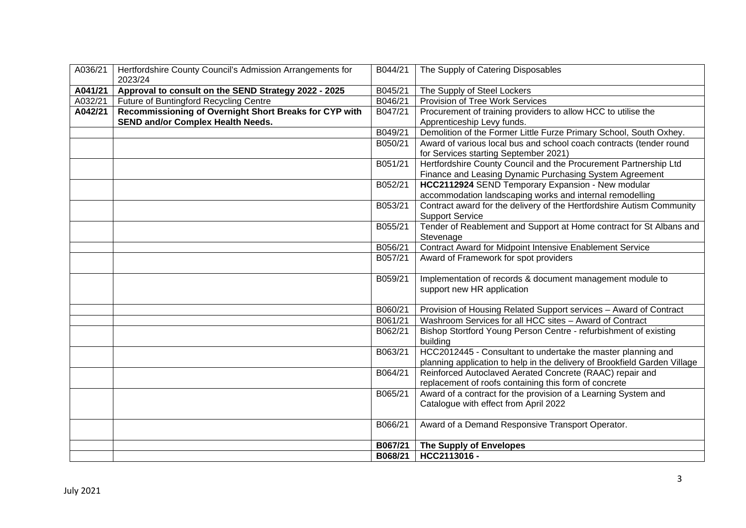| | | | |
|---|---|---|---|
| A036/21 | Hertfordshire County Council's Admission Arrangements for 2023/24 | B044/21 | The Supply of Catering Disposables |
| **A041/21** | **Approval to consult on the SEND Strategy 2022 - 2025** | B045/21 | The Supply of Steel Lockers |
| A032/21 | Future of Buntingford Recycling Centre | B046/21 | Provision of Tree Work Services |
| **A042/21** | **Recommissioning of Overnight Short Breaks for CYP with SEND and/or Complex Health Needs.** | B047/21 | Procurement of training providers to allow HCC to utilise the Apprenticeship Levy funds. |
| | | B049/21 | Demolition of the Former Little Furze Primary School, South Oxhey. |
| | | B050/21 | Award of various local bus and school coach contracts (tender round for Services starting September 2021) |
| | | B051/21 | Hertfordshire County Council and the Procurement Partnership Ltd Finance and Leasing Dynamic Purchasing System Agreement |
| | | B052/21 | **HCC2112924** SEND Temporary Expansion - New modular accommodation landscaping works and internal remodelling |
| | | B053/21 | Contract award for the delivery of the Hertfordshire Autism Community Support Service |
| | | B055/21 | Tender of Reablement and Support at Home contract for St Albans and Stevenage |
| | | B056/21 | Contract Award for Midpoint Intensive Enablement Service |
| | | B057/21 | Award of Framework for spot providers |
| | | B059/21 | Implementation of records & document management module to support new HR application |
| | | B060/21 | Provision of Housing Related Support services – Award of Contract |
| | | B061/21 | Washroom Services for all HCC sites – Award of Contract |
| | | B062/21 | Bishop Stortford Young Person Centre - refurbishment of existing building |
| | | B063/21 | HCC2012445 - Consultant to undertake the master planning and planning application to help in the delivery of Brookfield Garden Village |
| | | B064/21 | Reinforced Autoclaved Aerated Concrete (RAAC) repair and replacement of roofs containing this form of concrete |
| | | B065/21 | Award of a contract for the provision of a Learning System and Catalogue with effect from April 2022 |
| | | B066/21 | Award of a Demand Responsive Transport Operator. |
| | | **B067/21** | **The Supply of Envelopes** |
| | | **B068/21** | **HCC2113016 -** |

July 2021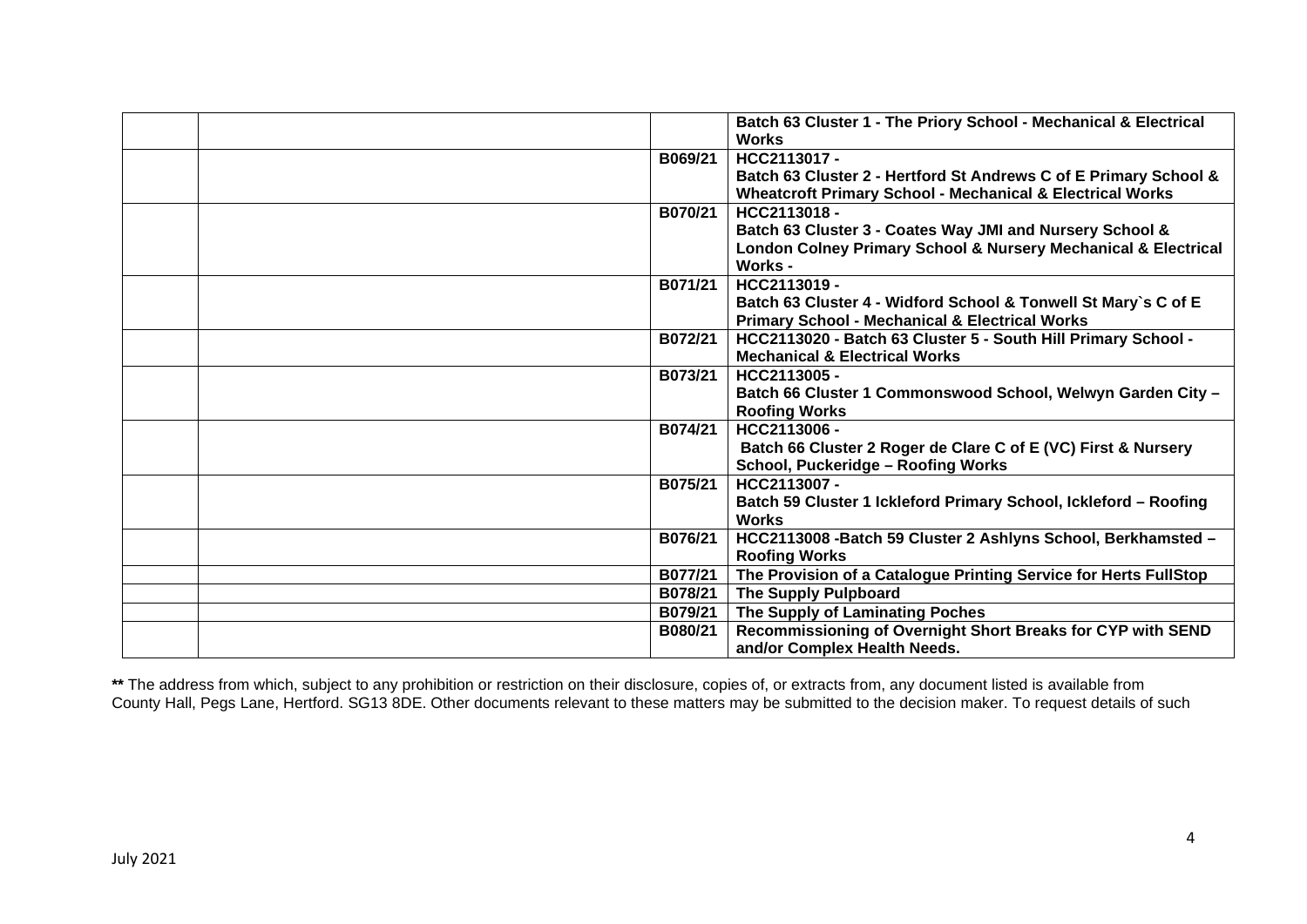| | | | |
|---|---|---|---|
| | | | **Batch 63 Cluster 1 - The Priory School - Mechanical & Electrical Works** |
| | | **B069/21** | **HCC2113017 -**<br>**Batch 63 Cluster 2 - Hertford St Andrews C of E Primary School & Wheatcroft Primary School - Mechanical & Electrical Works** |
| | | **B070/21** | **HCC2113018 -**<br>**Batch 63 Cluster 3 - Coates Way JMI and Nursery School & London Colney Primary School & Nursery Mechanical & Electrical Works -** |
| | | **B071/21** | **HCC2113019 -**<br>**Batch 63 Cluster 4 - Widford School & Tonwell St Mary`s C of E Primary School - Mechanical & Electrical Works** |
| | | **B072/21** | **HCC2113020 - Batch 63 Cluster 5 - South Hill Primary School - Mechanical & Electrical Works** |
| | | **B073/21** | **HCC2113005 -**<br>**Batch 66 Cluster 1 Commonswood School, Welwyn Garden City – Roofing Works** |
| | | **B074/21** | **HCC2113006 -**<br>**Batch 66 Cluster 2 Roger de Clare C of E (VC) First & Nursery School, Puckeridge – Roofing Works** |
| | | **B075/21** | **HCC2113007 -**<br>**Batch 59 Cluster 1 Ickleford Primary School, Ickleford – Roofing Works** |
| | | **B076/21** | **HCC2113008 -Batch 59 Cluster 2 Ashlyns School, Berkhamsted – Roofing Works** |
| | | **B077/21** | **The Provision of a Catalogue Printing Service for Herts FullStop** |
| | | **B078/21** | **The Supply Pulpboard** |
| | | **B079/21** | **The Supply of Laminating Poches** |
| | | **B080/21** | **Recommissioning of Overnight Short Breaks for CYP with SEND and/or Complex Health Needs.** |

**\*\*** The address from which, subject to any prohibition or restriction on their disclosure, copies of, or extracts from, any document listed is available from County Hall, Pegs Lane, Hertford. SG13 8DE. Other documents relevant to these matters may be submitted to the decision maker. To request details of such

July 2021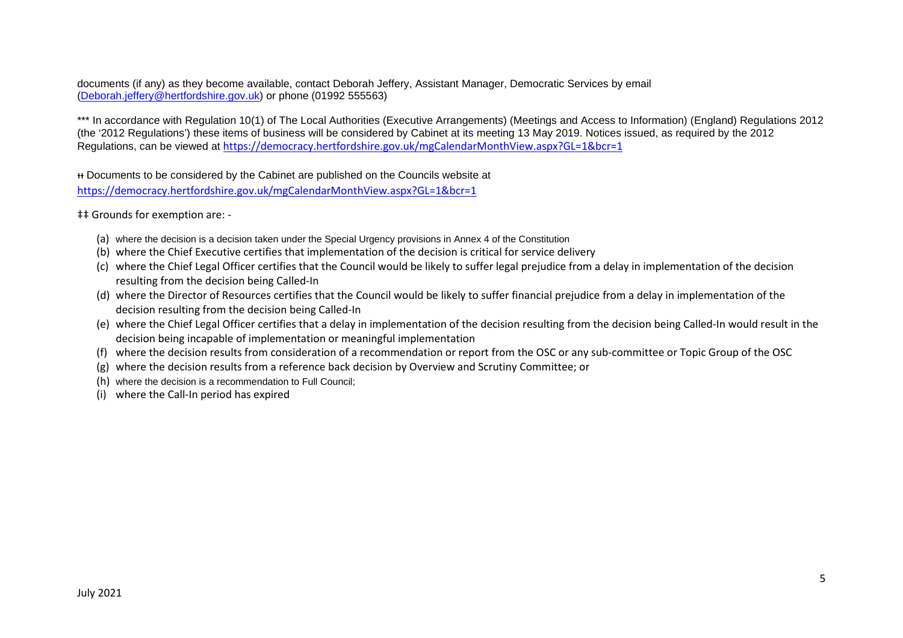documents (if any) as they become available, contact Deborah Jeffery, Assistant Manager, Democratic Services by email ([Deborah.jeffery@hertfordshire.gov.uk](mailto:Deborah.jeffery@hertfordshire.gov.uk)) or phone (01992 555563)

*** In accordance with Regulation 10(1) of The Local Authorities (Executive Arrangements) (Meetings and Access to Information) (England) Regulations 2012 (the '2012 Regulations') these items of business will be considered by Cabinet at its meeting 13 May 2019. Notices issued, as required by the 2012 Regulations, can be viewed at https://democracy.hertfordshire.gov.uk/mgCalendarMonthView.aspx?GL=1&bcr=1

ǂǂ Documents to be considered by the Cabinet are published on the Councils website at https://democracy.hertfordshire.gov.uk/mgCalendarMonthView.aspx?GL=1&bcr=1

‡‡ Grounds for exemption are: -

(a) where the decision is a decision taken under the Special Urgency provisions in Annex 4 of the Constitution
(b) where the Chief Executive certifies that implementation of the decision is critical for service delivery
(c) where the Chief Legal Officer certifies that the Council would be likely to suffer legal prejudice from a delay in implementation of the decision resulting from the decision being Called-In
(d) where the Director of Resources certifies that the Council would be likely to suffer financial prejudice from a delay in implementation of the decision resulting from the decision being Called-In
(e) where the Chief Legal Officer certifies that a delay in implementation of the decision resulting from the decision being Called-In would result in the decision being incapable of implementation or meaningful implementation
(f) where the decision results from consideration of a recommendation or report from the OSC or any sub-committee or Topic Group of the OSC
(g) where the decision results from a reference back decision by Overview and Scrutiny Committee; or
(h) where the decision is a recommendation to Full Council;
(i) where the Call-In period has expired

July 2021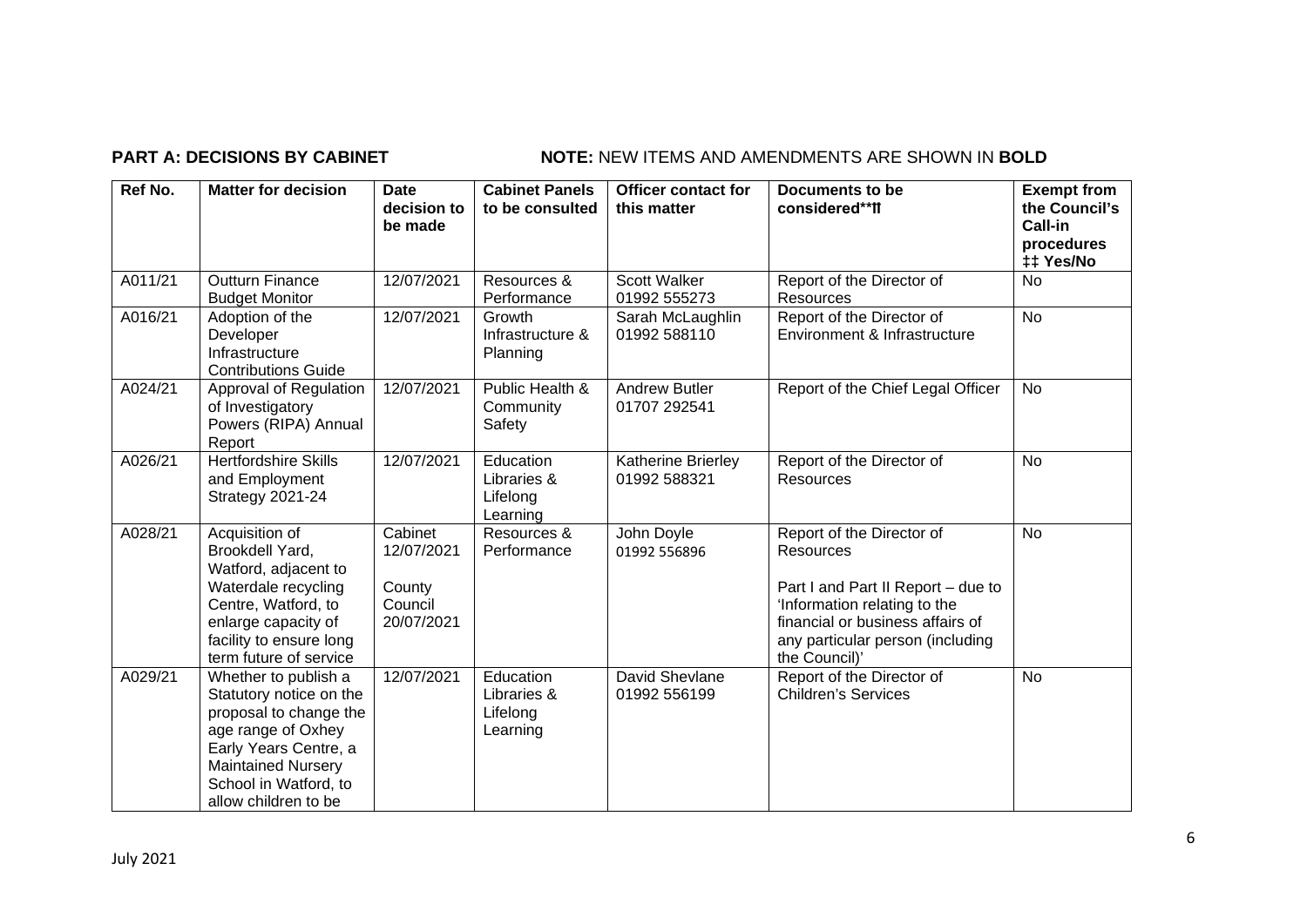**PART A: DECISIONS BY CABINET** **NOTE:** NEW ITEMS AND AMENDMENTS ARE SHOWN IN **BOLD**

| Ref No. | Matter for decision | Date decision to be made | Cabinet Panels to be consulted | Officer contact for this matter | Documents to be considered**ᥫ | Exempt from the Council's Call-in procedures ‡‡ Yes/No |
|---|---|---|---|---|---|---|
| A011/21 | Outturn Finance Budget Monitor | 12/07/2021 | Resources & Performance | Scott Walker 01992 555273 | Report of the Director of Resources | No |
| A016/21 | Adoption of the Developer Infrastructure Contributions Guide | 12/07/2021 | Growth Infrastructure & Planning | Sarah McLaughlin 01992 588110 | Report of the Director of Environment & Infrastructure | No |
| A024/21 | Approval of Regulation of Investigatory Powers (RIPA) Annual Report | 12/07/2021 | Public Health & Community Safety | Andrew Butler 01707 292541 | Report of the Chief Legal Officer | No |
| A026/21 | Hertfordshire Skills and Employment Strategy 2021-24 | 12/07/2021 | Education Libraries & Lifelong Learning | Katherine Brierley 01992 588321 | Report of the Director of Resources | No |
| A028/21 | Acquisition of Brookdell Yard, Watford, adjacent to Waterdale recycling Centre, Watford, to enlarge capacity of facility to ensure long term future of service | Cabinet 12/07/2021 County Council 20/07/2021 | Resources & Performance | John Doyle 01992 556896 | Report of the Director of Resources<br><br>Part I and Part II Report – due to 'Information relating to the financial or business affairs of any particular person (including the Council)' | No |
| A029/21 | Whether to publish a Statutory notice on the proposal to change the age range of Oxhey Early Years Centre, a Maintained Nursery School in Watford, to allow children to be | 12/07/2021 | Education Libraries & Lifelong Learning | David Shevlane 01992 556199 | Report of the Director of Children's Services | No |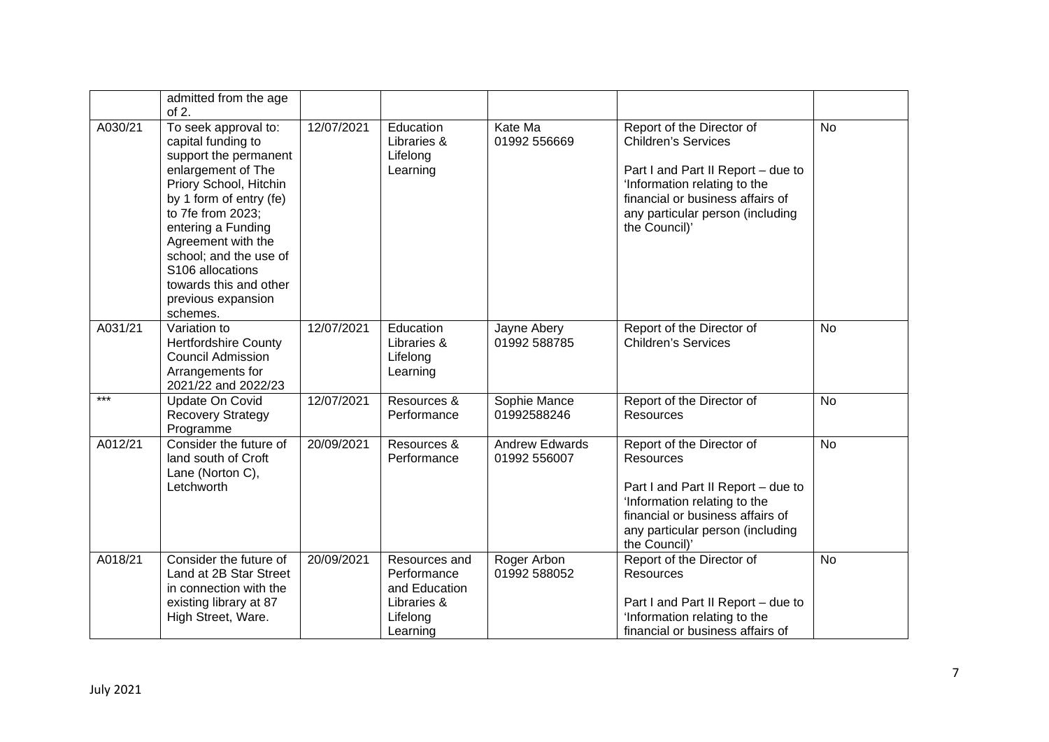| | admitted from the age of 2. | | | | | |
|---|---|---|---|---|---|---|
| A030/21 | To seek approval to: capital funding to support the permanent enlargement of The Priory School, Hitchin by 1 form of entry (fe) to 7fe from 2023; entering a Funding Agreement with the school; and the use of S106 allocations towards this and other previous expansion schemes. | 12/07/2021 | Education Libraries & Lifelong Learning | Kate Ma 01992 556669 | Report of the Director of Children's Services<br><br>Part I and Part II Report – due to 'Information relating to the financial or business affairs of any particular person (including the Council)' | No |
| A031/21 | Variation to Hertfordshire County Council Admission Arrangements for 2021/22 and 2022/23 | 12/07/2021 | Education Libraries & Lifelong Learning | Jayne Abery 01992 588785 | Report of the Director of Children's Services | No |
| *** | Update On Covid Recovery Strategy Programme | 12/07/2021 | Resources & Performance | Sophie Mance 01992588246 | Report of the Director of Resources | No |
| A012/21 | Consider the future of land south of Croft Lane (Norton C), Letchworth | 20/09/2021 | Resources & Performance | Andrew Edwards 01992 556007 | Report of the Director of Resources<br><br>Part I and Part II Report – due to 'Information relating to the financial or business affairs of any particular person (including the Council)' | No |
| A018/21 | Consider the future of Land at 2B Star Street in connection with the existing library at 87 High Street, Ware. | 20/09/2021 | Resources and Performance and Education Libraries & Lifelong Learning | Roger Arbon 01992 588052 | Report of the Director of Resources<br><br>Part I and Part II Report – due to 'Information relating to the financial or business affairs of | No |

July 2021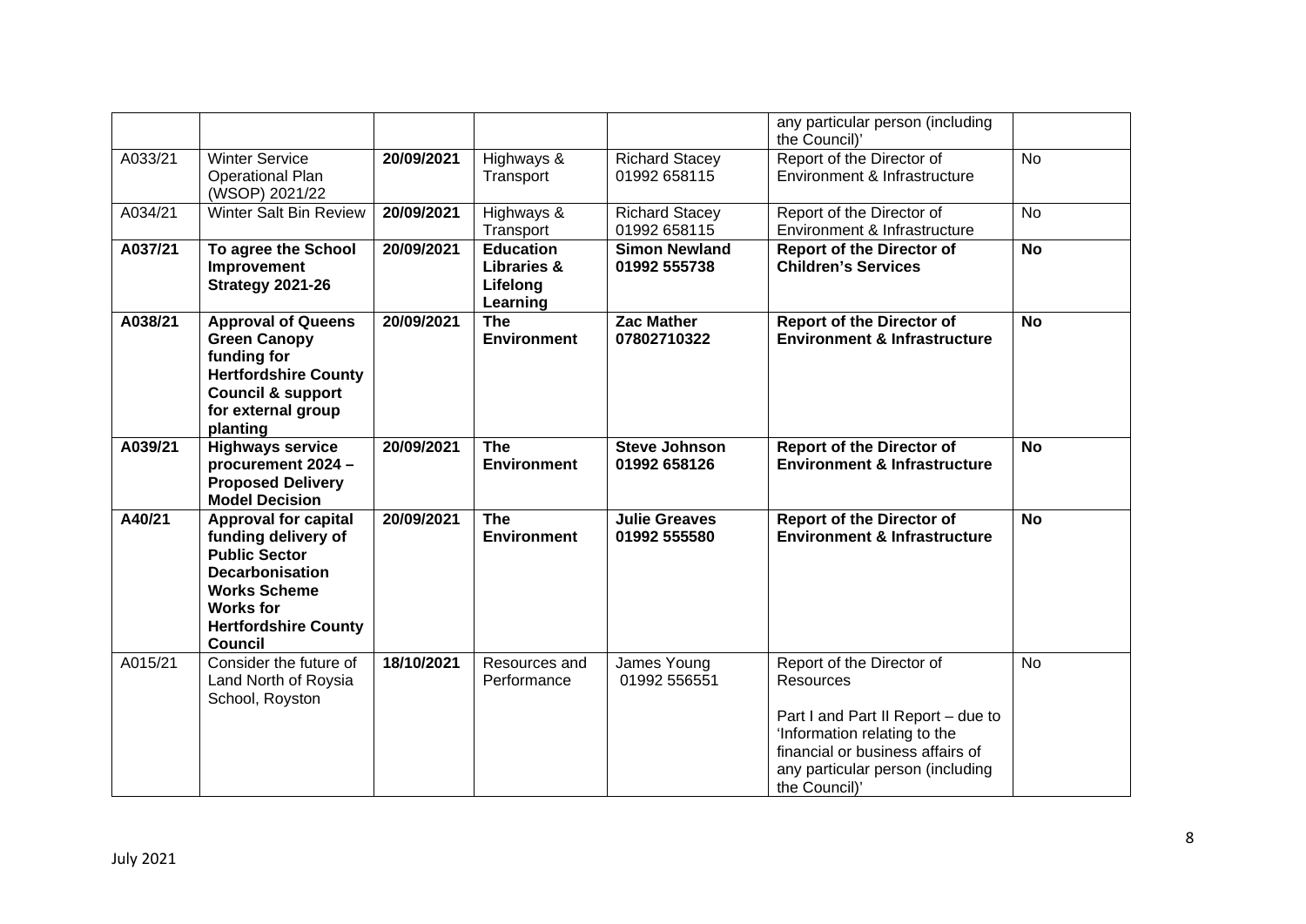|  |  |  |  |  | any particular person (including the Council)' |  |
|---|---|---|---|---|---|---|
| A033/21 | Winter Service Operational Plan (WSOP) 2021/22 | **20/09/2021** | Highways & Transport | Richard Stacey 01992 658115 | Report of the Director of Environment & Infrastructure | No |
| A034/21 | Winter Salt Bin Review | **20/09/2021** | Highways & Transport | Richard Stacey 01992 658115 | Report of the Director of Environment & Infrastructure | No |
| **A037/21** | **To agree the School Improvement Strategy 2021-26** | **20/09/2021** | **Education Libraries & Lifelong Learning** | **Simon Newland 01992 555738** | **Report of the Director of Children's Services** | **No** |
| **A038/21** | **Approval of Queens Green Canopy funding for Hertfordshire County Council & support for external group planting** | **20/09/2021** | **The Environment** | **Zac Mather 07802710322** | **Report of the Director of Environment & Infrastructure** | **No** |
| **A039/21** | **Highways service procurement 2024 – Proposed Delivery Model Decision** | **20/09/2021** | **The Environment** | **Steve Johnson 01992 658126** | **Report of the Director of Environment & Infrastructure** | **No** |
| **A40/21** | **Approval for capital funding delivery of Public Sector Decarbonisation Works Scheme Works for Hertfordshire County Council** | **20/09/2021** | **The Environment** | **Julie Greaves 01992 555580** | **Report of the Director of Environment & Infrastructure** | **No** |
| A015/21 | Consider the future of Land North of Roysia School, Royston | **18/10/2021** | Resources and Performance | James Young 01992 556551 | Report of the Director of Resources<br><br>Part I and Part II Report – due to 'Information relating to the financial or business affairs of any particular person (including the Council)' | No |

July 2021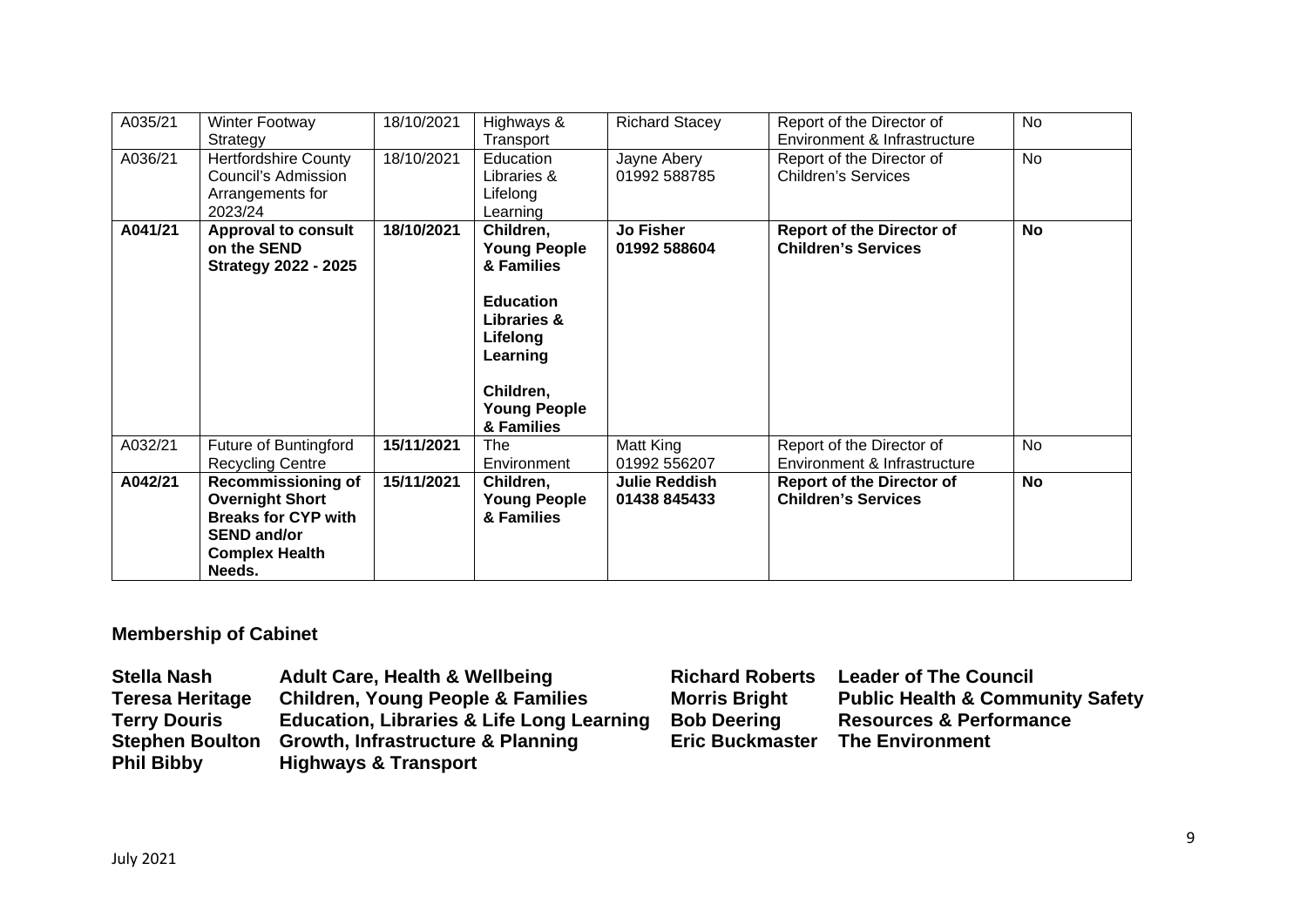| A035/21 | Winter Footway Strategy | 18/10/2021 | Highways & Transport | Richard Stacey | Report of the Director of Environment & Infrastructure | No |
|---|---|---|---|---|---|---|
| A036/21 | Hertfordshire County Council's Admission Arrangements for 2023/24 | 18/10/2021 | Education Libraries & Lifelong Learning | Jayne Abery 01992 588785 | Report of the Director of Children's Services | No |
| **A041/21** | **Approval to consult on the SEND Strategy 2022 - 2025** | **18/10/2021** | **Children, Young People & Families**<br><br>**Education Libraries & Lifelong Learning**<br><br>**Children, Young People & Families** | **Jo Fisher 01992 588604** | **Report of the Director of Children's Services** | **No** |
| A032/21 | Future of Buntingford Recycling Centre | **15/11/2021** | The Environment | Matt King 01992 556207 | Report of the Director of Environment & Infrastructure | No |
| **A042/21** | **Recommissioning of Overnight Short Breaks for CYP with SEND and/or Complex Health Needs.** | **15/11/2021** | **Children, Young People & Families** | **Julie Reddish 01438 845433** | **Report of the Director of Children's Services** | **No** |

## Membership of Cabinet

| | | | |
|---|---|---|---|
| **Stella Nash** | **Adult Care, Health & Wellbeing** | **Richard Roberts** | **Leader of The Council** |
| **Teresa Heritage** | **Children, Young People & Families** | **Morris Bright** | **Public Health & Community Safety** |
| **Terry Douris** | **Education, Libraries & Life Long Learning** | **Bob Deering** | **Resources & Performance** |
| **Stephen Boulton** | **Growth, Infrastructure & Planning** | **Eric Buckmaster** | **The Environment** |
| **Phil Bibby** | **Highways & Transport** | | |

July 2021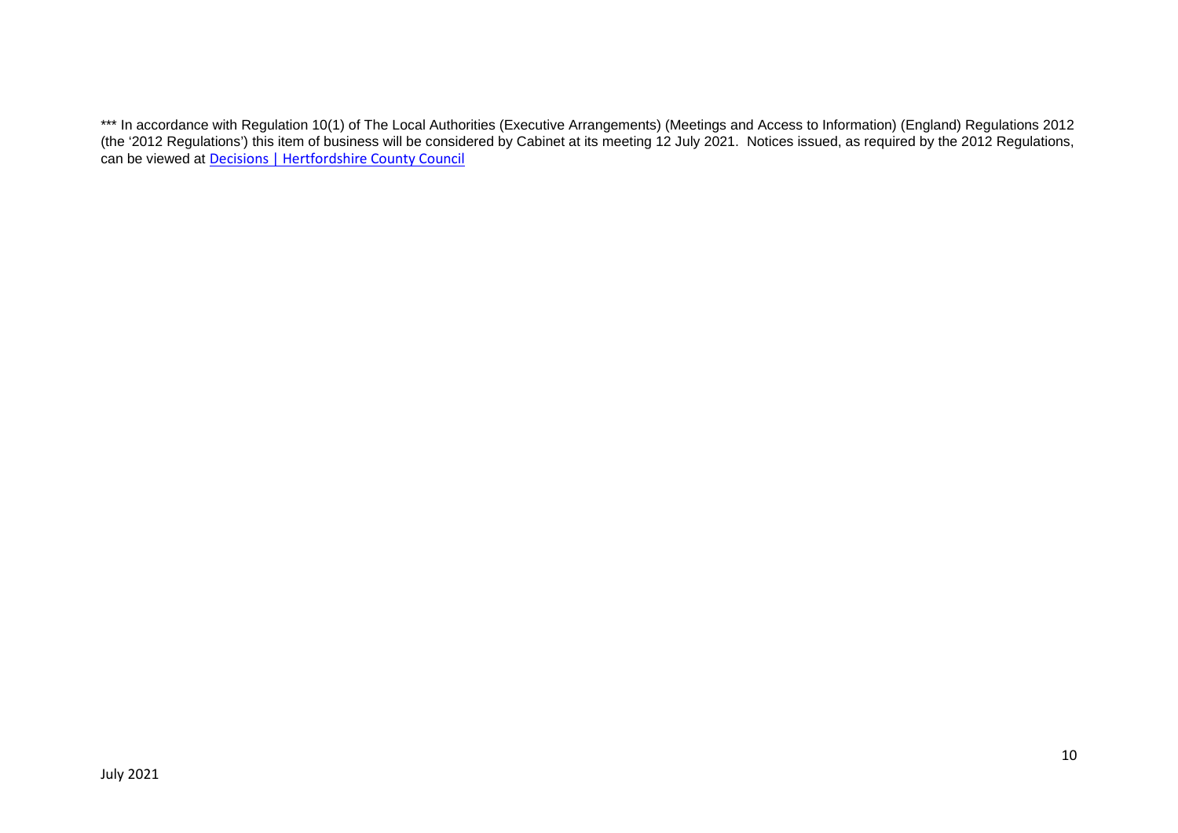*** In accordance with Regulation 10(1) of The Local Authorities (Executive Arrangements) (Meetings and Access to Information) (England) Regulations 2012 (the '2012 Regulations') this item of business will be considered by Cabinet at its meeting 12 July 2021. Notices issued, as required by the 2012 Regulations, can be viewed at Decisions | Hertfordshire County Council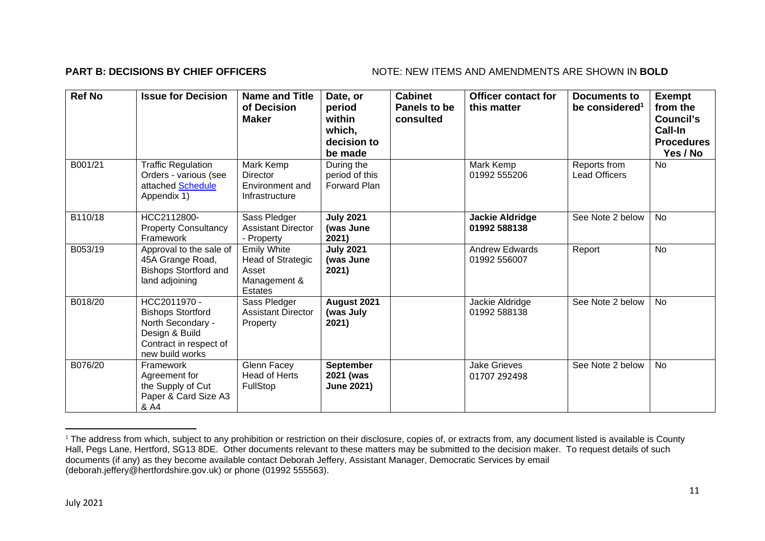**PART B: DECISIONS BY CHIEF OFFICERS** NOTE: NEW ITEMS AND AMENDMENTS ARE SHOWN IN **BOLD**

| Ref No | Issue for Decision | Name and Title of Decision Maker | Date, or period within which, decision to be made | Cabinet Panels to be consulted | Officer contact for this matter | Documents to be considered[1] | Exempt from the Council's Call-In Procedures Yes / No |
|---|---|---|---|---|---|---|---|
| B001/21 | Traffic Regulation Orders - various (see attached Schedule Appendix 1) | Mark Kemp Director Environment and Infrastructure | During the period of this Forward Plan | | Mark Kemp 01992 555206 | Reports from Lead Officers | No |
| B110/18 | HCC2112800- Property Consultancy Framework | Sass Pledger Assistant Director - Property | **July 2021 (was June 2021)** | | **Jackie Aldridge 01992 588138** | See Note 2 below | No |
| B053/19 | Approval to the sale of 45A Grange Road, Bishops Stortford and land adjoining | Emily White Head of Strategic Asset Management & Estates | **July 2021 (was June 2021)** | | Andrew Edwards 01992 556007 | Report | No |
| B018/20 | HCC2011970 - Bishops Stortford North Secondary - Design & Build Contract in respect of new build works | Sass Pledger Assistant Director Property | **August 2021 (was July 2021)** | | Jackie Aldridge 01992 588138 | See Note 2 below | No |
| B076/20 | Framework Agreement for the Supply of Cut Paper & Card Size A3 & A4 | Glenn Facey Head of Herts FullStop | **September 2021 (was June 2021)** | | Jake Grieves 01707 292498 | See Note 2 below | No |

[1] The address from which, subject to any prohibition or restriction on their disclosure, copies of, or extracts from, any document listed is available is County Hall, Pegs Lane, Hertford, SG13 8DE. Other documents relevant to these matters may be submitted to the decision maker. To request details of such documents (if any) as they become available contact Deborah Jeffery, Assistant Manager, Democratic Services by email (deborah.jeffery@hertfordshire.gov.uk) or phone (01992 555563).

July 2021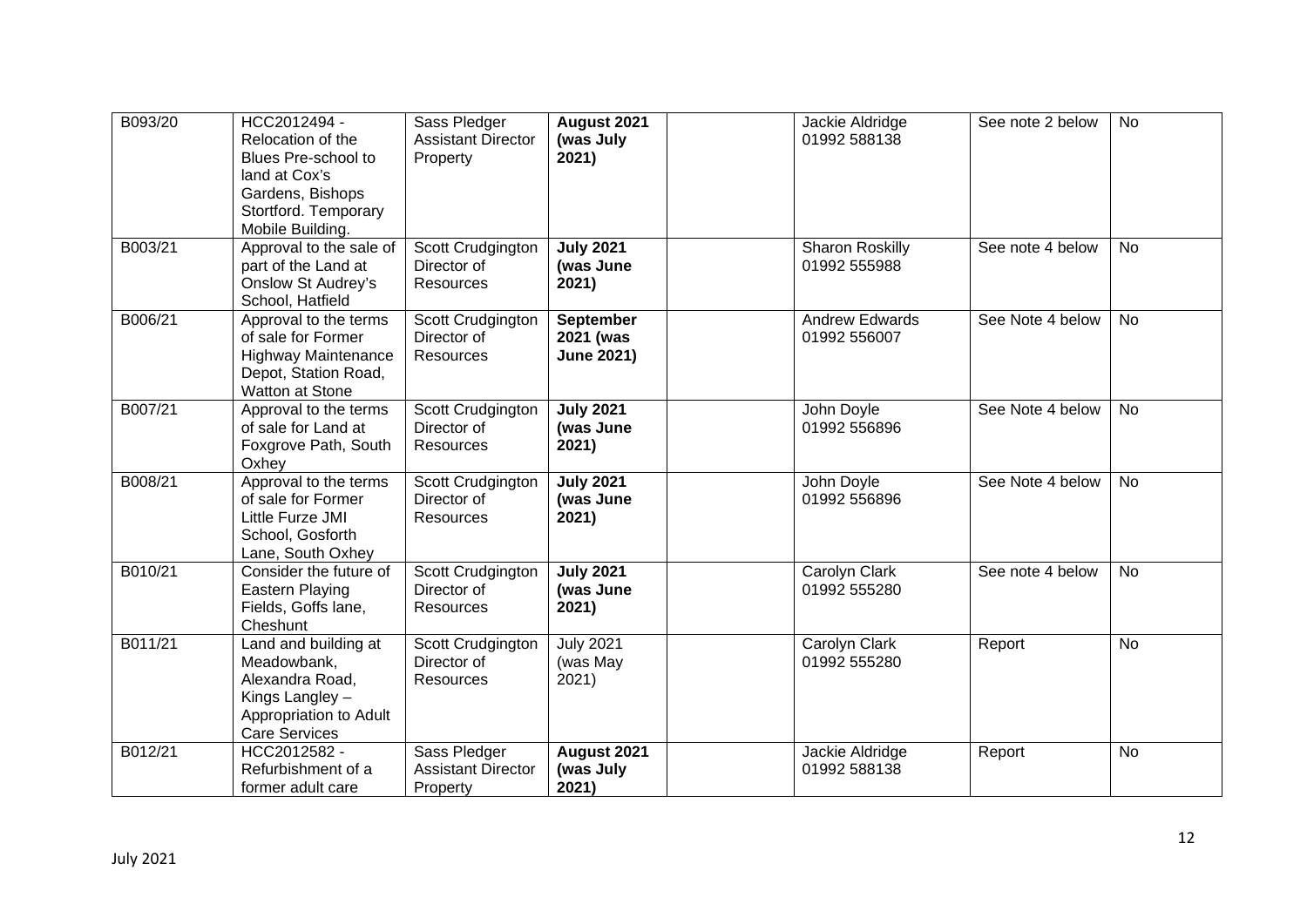| B093/20 | HCC2012494 - Relocation of the Blues Pre-school to land at Cox's Gardens, Bishops Stortford. Temporary Mobile Building. | Sass Pledger Assistant Director Property | **August 2021 (was July 2021)** | | Jackie Aldridge 01992 588138 | See note 2 below | No |
|---|---|---|---|---|---|---|---|
| B003/21 | Approval to the sale of part of the Land at Onslow St Audrey's School, Hatfield | Scott Crudgington Director of Resources | **July 2021 (was June 2021)** | | Sharon Roskilly 01992 555988 | See note 4 below | No |
| B006/21 | Approval to the terms of sale for Former Highway Maintenance Depot, Station Road, Watton at Stone | Scott Crudgington Director of Resources | **September 2021 (was June 2021)** | | Andrew Edwards 01992 556007 | See Note 4 below | No |
| B007/21 | Approval to the terms of sale for Land at Foxgrove Path, South Oxhey | Scott Crudgington Director of Resources | **July 2021 (was June 2021)** | | John Doyle 01992 556896 | See Note 4 below | No |
| B008/21 | Approval to the terms of sale for Former Little Furze JMI School, Gosforth Lane, South Oxhey | Scott Crudgington Director of Resources | **July 2021 (was June 2021)** | | John Doyle 01992 556896 | See Note 4 below | No |
| B010/21 | Consider the future of Eastern Playing Fields, Goffs lane, Cheshunt | Scott Crudgington Director of Resources | **July 2021 (was June 2021)** | | Carolyn Clark 01992 555280 | See note 4 below | No |
| B011/21 | Land and building at Meadowbank, Alexandra Road, Kings Langley – Appropriation to Adult Care Services | Scott Crudgington Director of Resources | July 2021 (was May 2021) | | Carolyn Clark 01992 555280 | Report | No |
| B012/21 | HCC2012582 - Refurbishment of a former adult care | Sass Pledger Assistant Director Property | **August 2021 (was July 2021)** | | Jackie Aldridge 01992 588138 | Report | No |

July 2021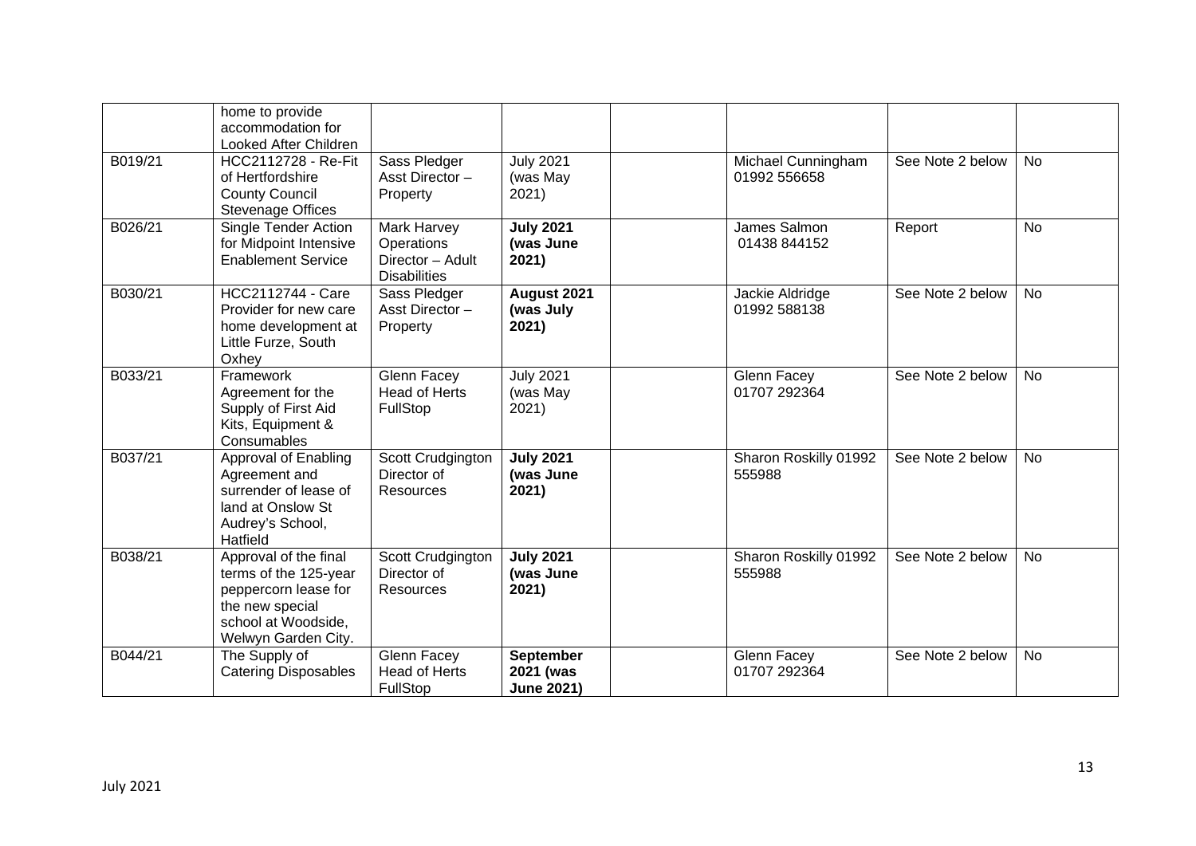| | | | | | | | |
|---|---|---|---|---|---|---|---|
| | home to provide accommodation for Looked After Children | | | | | | |
| B019/21 | HCC2112728 - Re-Fit of Hertfordshire County Council Stevenage Offices | Sass Pledger Asst Director – Property | July 2021 (was May 2021) | | Michael Cunningham 01992 556658 | See Note 2 below | No |
| B026/21 | Single Tender Action for Midpoint Intensive Enablement Service | Mark Harvey Operations Director – Adult Disabilities | **July 2021 (was June 2021)** | | James Salmon 01438 844152 | Report | No |
| B030/21 | HCC2112744 - Care Provider for new care home development at Little Furze, South Oxhey | Sass Pledger Asst Director – Property | **August 2021 (was July 2021)** | | Jackie Aldridge 01992 588138 | See Note 2 below | No |
| B033/21 | Framework Agreement for the Supply of First Aid Kits, Equipment & Consumables | Glenn Facey Head of Herts FullStop | July 2021 (was May 2021) | | Glenn Facey 01707 292364 | See Note 2 below | No |
| B037/21 | Approval of Enabling Agreement and surrender of lease of land at Onslow St Audrey's School, Hatfield | Scott Crudgington Director of Resources | **July 2021 (was June 2021)** | | Sharon Roskilly 01992 555988 | See Note 2 below | No |
| B038/21 | Approval of the final terms of the 125-year peppercorn lease for the new special school at Woodside, Welwyn Garden City. | Scott Crudgington Director of Resources | **July 2021 (was June 2021)** | | Sharon Roskilly 01992 555988 | See Note 2 below | No |
| B044/21 | The Supply of Catering Disposables | Glenn Facey Head of Herts FullStop | **September 2021 (was June 2021)** | | Glenn Facey 01707 292364 | See Note 2 below | No |

July 2021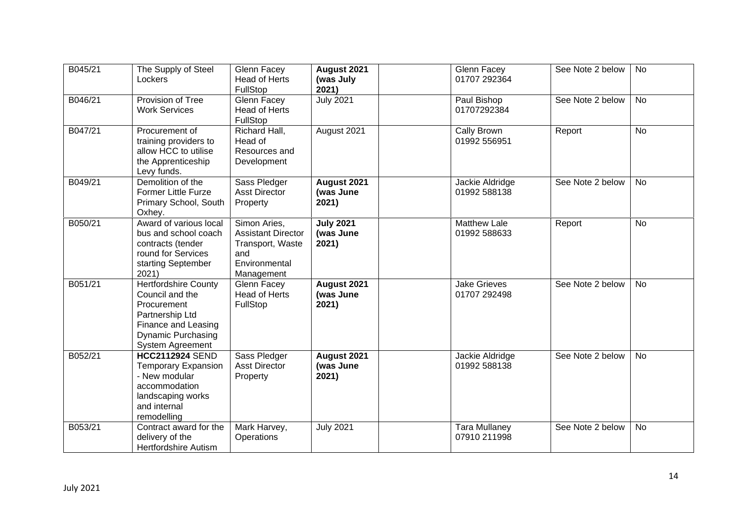| B045/21 | The Supply of Steel Lockers | Glenn Facey Head of Herts FullStop | **August 2021 (was July 2021)** | | Glenn Facey 01707 292364 | See Note 2 below | No |
|---|---|---|---|---|---|---|---|
| B046/21 | Provision of Tree Work Services | Glenn Facey Head of Herts FullStop | July 2021 | | Paul Bishop 01707292384 | See Note 2 below | No |
| B047/21 | Procurement of training providers to allow HCC to utilise the Apprenticeship Levy funds. | Richard Hall, Head of Resources and Development | August 2021 | | Cally Brown 01992 556951 | Report | No |
| B049/21 | Demolition of the Former Little Furze Primary School, South Oxhey. | Sass Pledger Asst Director Property | **August 2021 (was June 2021)** | | Jackie Aldridge 01992 588138 | See Note 2 below | No |
| B050/21 | Award of various local bus and school coach contracts (tender round for Services starting September 2021) | Simon Aries, Assistant Director Transport, Waste and Environmental Management | **July 2021 (was June 2021)** | | Matthew Lale 01992 588633 | Report | No |
| B051/21 | Hertfordshire County Council and the Procurement Partnership Ltd Finance and Leasing Dynamic Purchasing System Agreement | Glenn Facey Head of Herts FullStop | **August 2021 (was June 2021)** | | Jake Grieves 01707 292498 | See Note 2 below | No |
| B052/21 | **HCC2112924** SEND Temporary Expansion - New modular accommodation landscaping works and internal remodelling | Sass Pledger Asst Director Property | **August 2021 (was June 2021)** | | Jackie Aldridge 01992 588138 | See Note 2 below | No |
| B053/21 | Contract award for the delivery of the Hertfordshire Autism | Mark Harvey, Operations | July 2021 | | Tara Mullaney 07910 211998 | See Note 2 below | No |

July 2021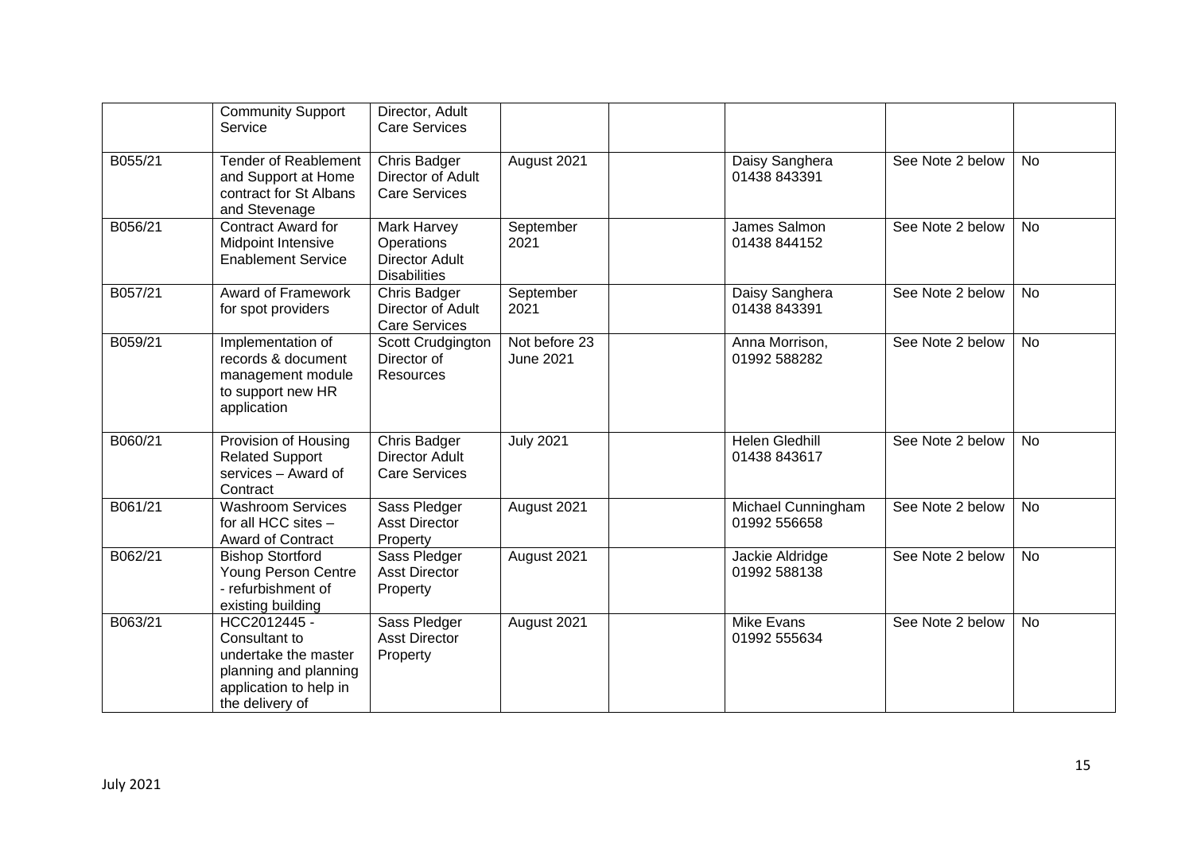| | | | | | | | |
|---|---|---|---|---|---|---|---|
| | Community Support Service | Director, Adult Care Services | | | | | |
| B055/21 | Tender of Reablement and Support at Home contract for St Albans and Stevenage | Chris Badger Director of Adult Care Services | August 2021 | | Daisy Sanghera 01438 843391 | See Note 2 below | No |
| B056/21 | Contract Award for Midpoint Intensive Enablement Service | Mark Harvey Operations Director Adult Disabilities | September 2021 | | James Salmon 01438 844152 | See Note 2 below | No |
| B057/21 | Award of Framework for spot providers | Chris Badger Director of Adult Care Services | September 2021 | | Daisy Sanghera 01438 843391 | See Note 2 below | No |
| B059/21 | Implementation of records & document management module to support new HR application | Scott Crudgington Director of Resources | Not before 23 June 2021 | | Anna Morrison, 01992 588282 | See Note 2 below | No |
| B060/21 | Provision of Housing Related Support services – Award of Contract | Chris Badger Director Adult Care Services | July 2021 | | Helen Gledhill 01438 843617 | See Note 2 below | No |
| B061/21 | Washroom Services for all HCC sites – Award of Contract | Sass Pledger Asst Director Property | August 2021 | | Michael Cunningham 01992 556658 | See Note 2 below | No |
| B062/21 | Bishop Stortford Young Person Centre - refurbishment of existing building | Sass Pledger Asst Director Property | August 2021 | | Jackie Aldridge 01992 588138 | See Note 2 below | No |
| B063/21 | HCC2012445 - Consultant to undertake the master planning and planning application to help in the delivery of | Sass Pledger Asst Director Property | August 2021 | | Mike Evans 01992 555634 | See Note 2 below | No |

July 2021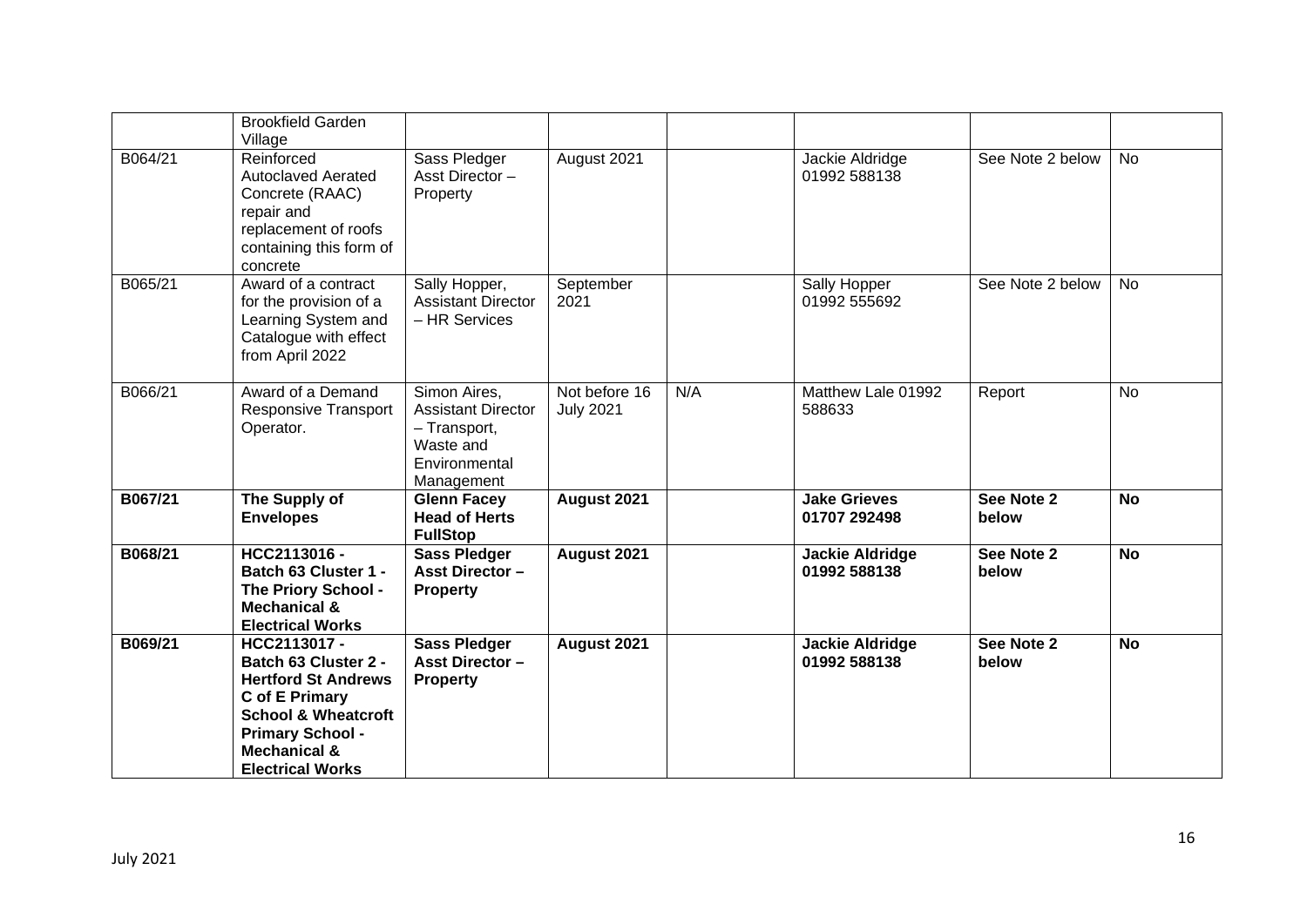|  |  |  |  |  |  |  |  |
|---|---|---|---|---|---|---|---|
|  | Brookfield Garden Village |  |  |  |  |  |  |
| B064/21 | Reinforced Autoclaved Aerated Concrete (RAAC) repair and replacement of roofs containing this form of concrete | Sass Pledger Asst Director – Property | August 2021 |  | Jackie Aldridge 01992 588138 | See Note 2 below | No |
| B065/21 | Award of a contract for the provision of a Learning System and Catalogue with effect from April 2022 | Sally Hopper, Assistant Director – HR Services | September 2021 |  | Sally Hopper 01992 555692 | See Note 2 below | No |
| B066/21 | Award of a Demand Responsive Transport Operator. | Simon Aires, Assistant Director – Transport, Waste and Environmental Management | Not before 16 July 2021 | N/A | Matthew Lale 01992 588633 | Report | No |
| **B067/21** | **The Supply of Envelopes** | **Glenn Facey Head of Herts FullStop** | **August 2021** |  | **Jake Grieves 01707 292498** | **See Note 2 below** | **No** |
| **B068/21** | **HCC2113016 - Batch 63 Cluster 1 - The Priory School - Mechanical & Electrical Works** | **Sass Pledger Asst Director – Property** | **August 2021** |  | **Jackie Aldridge 01992 588138** | **See Note 2 below** | **No** |
| **B069/21** | **HCC2113017 - Batch 63 Cluster 2 - Hertford St Andrews C of E Primary School & Wheatcroft Primary School - Mechanical & Electrical Works** | **Sass Pledger Asst Director – Property** | **August 2021** |  | **Jackie Aldridge 01992 588138** | **See Note 2 below** | **No** |

July 2021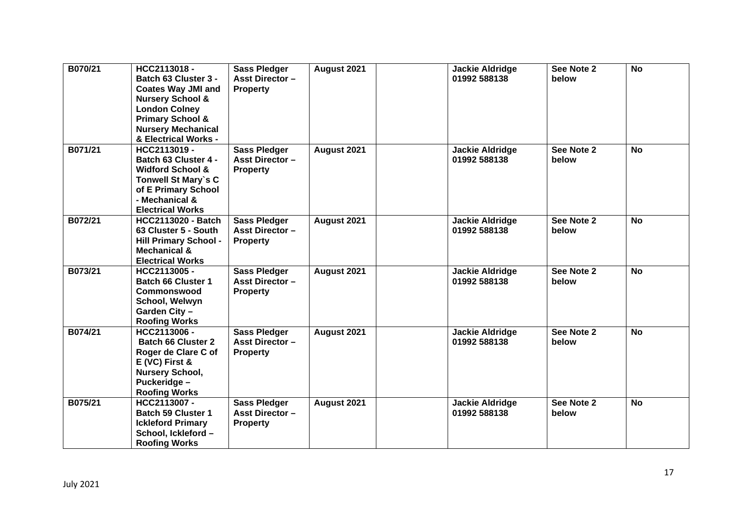| B070/21 | HCC2113018 - Batch 63 Cluster 3 - Coates Way JMI and Nursery School & London Colney Primary School & Nursery Mechanical & Electrical Works - | Sass Pledger Asst Director – Property | August 2021 | | Jackie Aldridge 01992 588138 | See Note 2 below | No |
|---|---|---|---|---|---|---|---|
| B071/21 | HCC2113019 - Batch 63 Cluster 4 - Widford School & Tonwell St Mary`s C of E Primary School - Mechanical & Electrical Works | Sass Pledger Asst Director – Property | August 2021 | | Jackie Aldridge 01992 588138 | See Note 2 below | No |
| B072/21 | HCC2113020 - Batch 63 Cluster 5 - South Hill Primary School - Mechanical & Electrical Works | Sass Pledger Asst Director – Property | August 2021 | | Jackie Aldridge 01992 588138 | See Note 2 below | No |
| B073/21 | HCC2113005 - Batch 66 Cluster 1 Commonswood School, Welwyn Garden City – Roofing Works | Sass Pledger Asst Director – Property | August 2021 | | Jackie Aldridge 01992 588138 | See Note 2 below | No |
| B074/21 | HCC2113006 - Batch 66 Cluster 2 Roger de Clare C of E (VC) First & Nursery School, Puckeridge – Roofing Works | Sass Pledger Asst Director – Property | August 2021 | | Jackie Aldridge 01992 588138 | See Note 2 below | No |
| B075/21 | HCC2113007 - Batch 59 Cluster 1 Ickleford Primary School, Ickleford – Roofing Works | Sass Pledger Asst Director – Property | August 2021 | | Jackie Aldridge 01992 588138 | See Note 2 below | No |

July 2021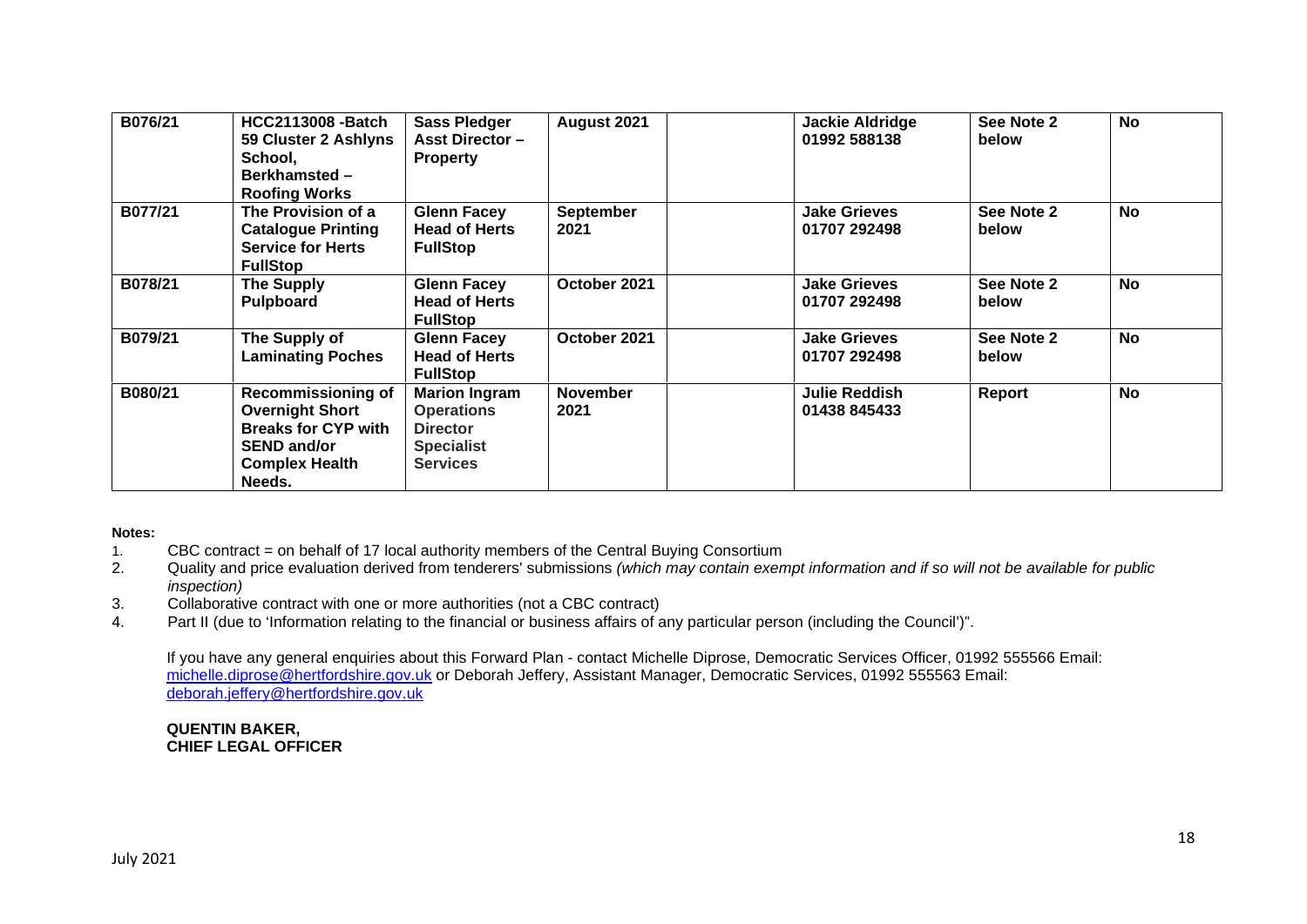| | | | | | | | |
|---|---|---|---|---|---|---|---|
| **B076/21** | **HCC2113008 -Batch 59 Cluster 2 Ashlyns School, Berkhamsted – Roofing Works** | **Sass Pledger Asst Director – Property** | **August 2021** | | **Jackie Aldridge 01992 588138** | **See Note 2 below** | **No** |
| **B077/21** | **The Provision of a Catalogue Printing Service for Herts FullStop** | **Glenn Facey Head of Herts FullStop** | **September 2021** | | **Jake Grieves 01707 292498** | **See Note 2 below** | **No** |
| **B078/21** | **The Supply Pulpboard** | **Glenn Facey Head of Herts FullStop** | **October 2021** | | **Jake Grieves 01707 292498** | **See Note 2 below** | **No** |
| **B079/21** | **The Supply of Laminating Poches** | **Glenn Facey Head of Herts FullStop** | **October 2021** | | **Jake Grieves 01707 292498** | **See Note 2 below** | **No** |
| **B080/21** | **Recommissioning of Overnight Short Breaks for CYP with SEND and/or Complex Health Needs.** | **Marion Ingram Operations Director Specialist Services** | **November 2021** | | **Julie Reddish 01438 845433** | **Report** | **No** |

**Notes:**

1. CBC contract = on behalf of 17 local authority members of the Central Buying Consortium
2. Quality and price evaluation derived from tenderers' submissions *(which may contain exempt information and if so will not be available for public inspection)*
3. Collaborative contract with one or more authorities (not a CBC contract)
4. Part II (due to 'Information relating to the financial or business affairs of any particular person (including the Council')".

If you have any general enquiries about this Forward Plan - contact Michelle Diprose, Democratic Services Officer, 01992 555566 Email: michelle.diprose@hertfordshire.gov.uk or Deborah Jeffery, Assistant Manager, Democratic Services, 01992 555563 Email: deborah.jeffery@hertfordshire.gov.uk

**QUENTIN BAKER,**
**CHIEF LEGAL OFFICER**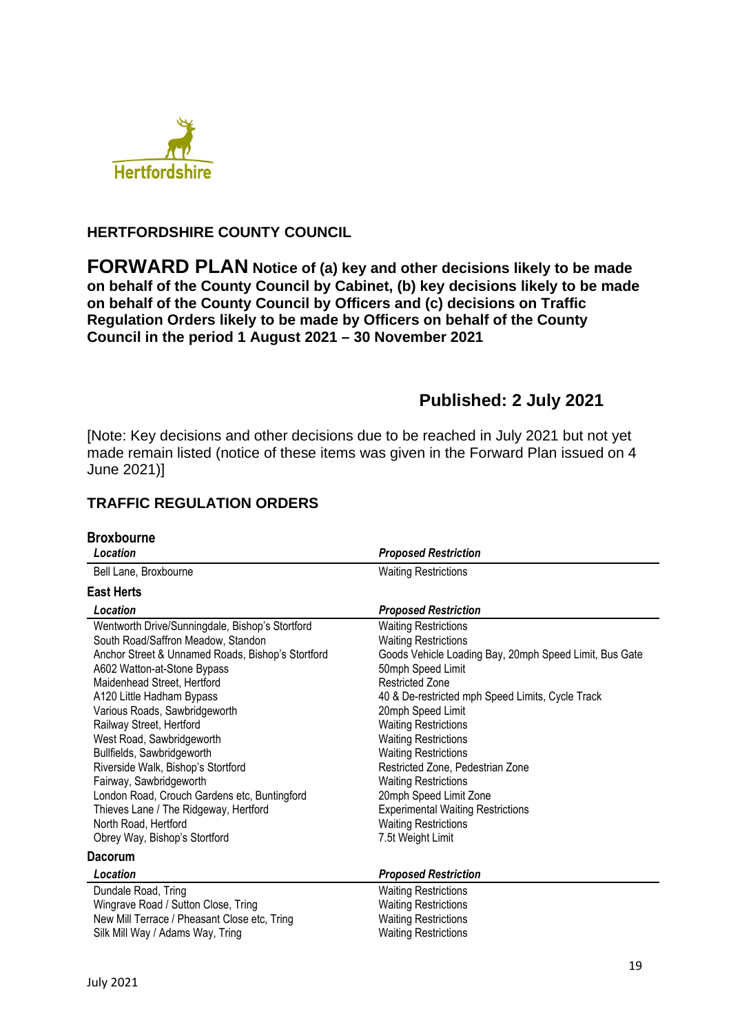## HERTFORDSHIRE COUNTY COUNCIL

# FORWARD PLAN **Notice of (a) key and other decisions likely to be made on behalf of the County Council by Cabinet, (b) key decisions likely to be made on behalf of the County Council by Officers and (c) decisions on Traffic Regulation Orders likely to be made by Officers on behalf of the County Council in the period 1 August 2021 – 30 November 2021**

## Published: 2 July 2021

[Note: Key decisions and other decisions due to be reached in July 2021 but not yet made remain listed (notice of these items was given in the Forward Plan issued on 4 June 2021)]

## TRAFFIC REGULATION ORDERS

### Broxbourne

| *Location* | *Proposed Restriction* |
|---|---|
| Bell Lane, Broxbourne | Waiting Restrictions |

### East Herts

| *Location* | *Proposed Restriction* |
|---|---|
| Wentworth Drive/Sunningdale, Bishop's Stortford | Waiting Restrictions |
| South Road/Saffron Meadow, Standon | Waiting Restrictions |
| Anchor Street & Unnamed Roads, Bishop's Stortford | Goods Vehicle Loading Bay, 20mph Speed Limit, Bus Gate |
| A602 Watton-at-Stone Bypass | 50mph Speed Limit |
| Maidenhead Street, Hertford | Restricted Zone |
| A120 Little Hadham Bypass | 40 & De-restricted mph Speed Limits, Cycle Track |
| Various Roads, Sawbridgeworth | 20mph Speed Limit |
| Railway Street, Hertford | Waiting Restrictions |
| West Road, Sawbridgeworth | Waiting Restrictions |
| Bullfields, Sawbridgeworth | Waiting Restrictions |
| Riverside Walk, Bishop's Stortford | Restricted Zone, Pedestrian Zone |
| Fairway, Sawbridgeworth | Waiting Restrictions |
| London Road, Crouch Gardens etc, Buntingford | 20mph Speed Limit Zone |
| Thieves Lane / The Ridgeway, Hertford | Experimental Waiting Restrictions |
| North Road, Hertford | Waiting Restrictions |
| Obrey Way, Bishop's Stortford | 7.5t Weight Limit |

### Dacorum

| *Location* | *Proposed Restriction* |
|---|---|
| Dundale Road, Tring | Waiting Restrictions |
| Wingrave Road / Sutton Close, Tring | Waiting Restrictions |
| New Mill Terrace / Pheasant Close etc, Tring | Waiting Restrictions |
| Silk Mill Way / Adams Way, Tring | Waiting Restrictions |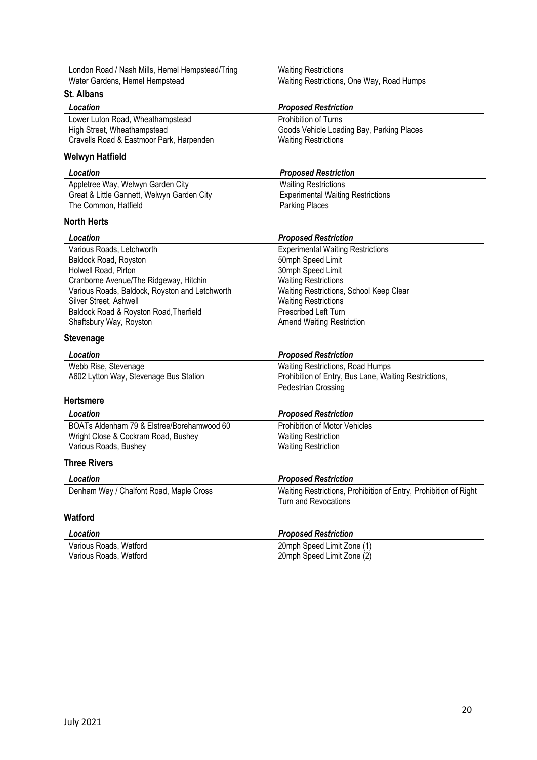| | |
|---|---|
| London Road / Nash Mills, Hemel Hempstead/Tring | Waiting Restrictions |
| Water Gardens, Hemel Hempstead | Waiting Restrictions, One Way, Road Humps |

## St. Albans

| *Location* | *Proposed Restriction* |
|---|---|
| Lower Luton Road, Wheathampstead | Prohibition of Turns |
| High Street, Wheathampstead | Goods Vehicle Loading Bay, Parking Places |
| Cravells Road & Eastmoor Park, Harpenden | Waiting Restrictions |

## Welwyn Hatfield

| *Location* | *Proposed Restriction* |
|---|---|
| Appletree Way, Welwyn Garden City | Waiting Restrictions |
| Great & Little Gannett, Welwyn Garden City | Experimental Waiting Restrictions |
| The Common, Hatfield | Parking Places |

## North Herts

| *Location* | *Proposed Restriction* |
|---|---|
| Various Roads, Letchworth | Experimental Waiting Restrictions |
| Baldock Road, Royston | 50mph Speed Limit |
| Holwell Road, Pirton | 30mph Speed Limit |
| Cranborne Avenue/The Ridgeway, Hitchin | Waiting Restrictions |
| Various Roads, Baldock, Royston and Letchworth | Waiting Restrictions, School Keep Clear |
| Silver Street, Ashwell | Waiting Restrictions |
| Baldock Road & Royston Road,Therfield | Prescribed Left Turn |
| Shaftsbury Way, Royston | Amend Waiting Restriction |

## Stevenage

| *Location* | *Proposed Restriction* |
|---|---|
| Webb Rise, Stevenage | Waiting Restrictions, Road Humps |
| A602 Lytton Way, Stevenage Bus Station | Prohibition of Entry, Bus Lane, Waiting Restrictions, Pedestrian Crossing |

## Hertsmere

| *Location* | *Proposed Restriction* |
|---|---|
| BOATs Aldenham 79 & Elstree/Borehamwood 60 | Prohibition of Motor Vehicles |
| Wright Close & Cockram Road, Bushey | Waiting Restriction |
| Various Roads, Bushey | Waiting Restriction |

## Three Rivers

| *Location* | *Proposed Restriction* |
|---|---|
| Denham Way / Chalfont Road, Maple Cross | Waiting Restrictions, Prohibition of Entry, Prohibition of Right Turn and Revocations |

## Watford

| *Location* | *Proposed Restriction* |
|---|---|
| Various Roads, Watford | 20mph Speed Limit Zone (1) |
| Various Roads, Watford | 20mph Speed Limit Zone (2) |